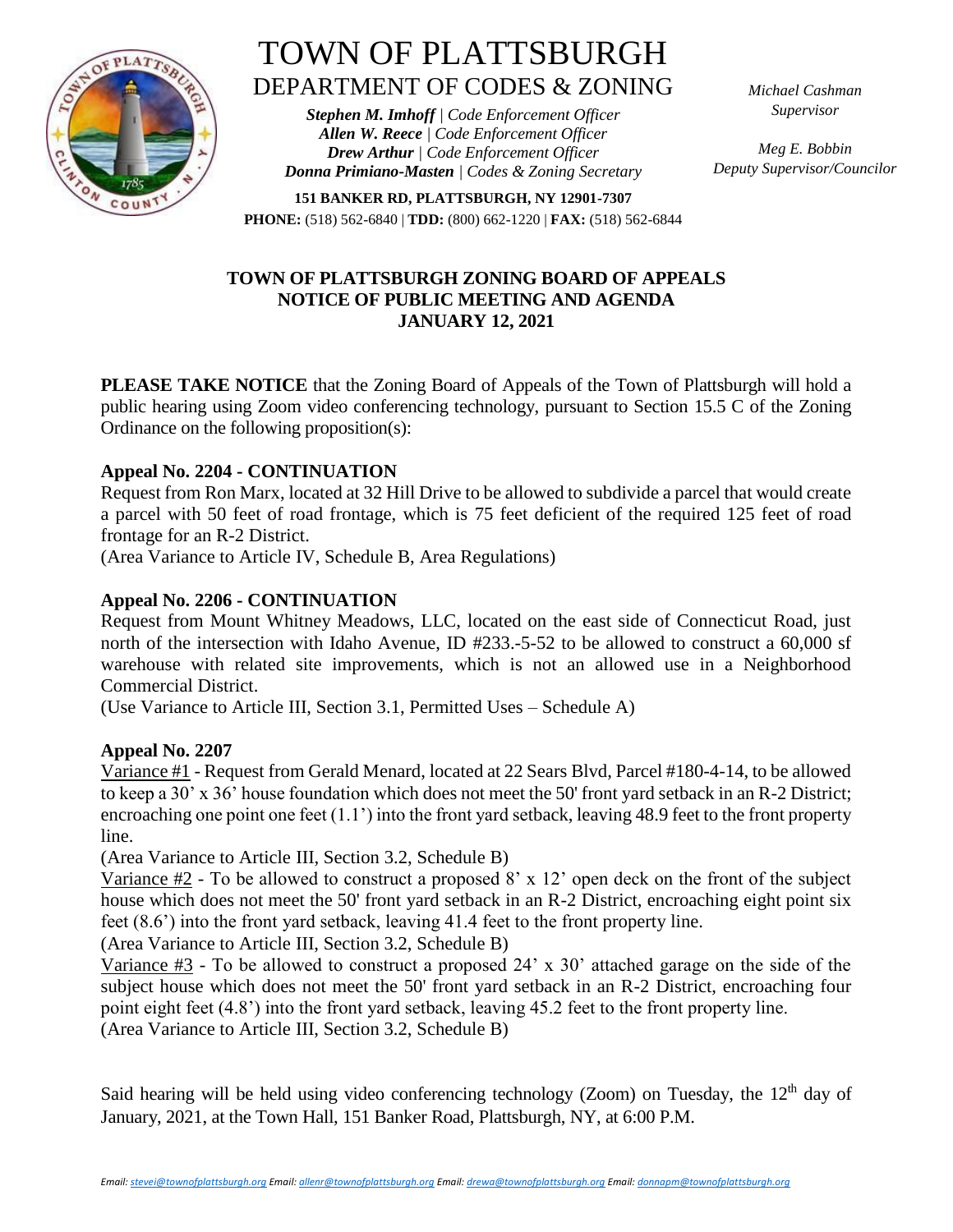# TOWN OF PLATTSBURGH
## DEPARTMENT OF CODES & ZONING

***Stephen M. Imhoff** | Code Enforcement Officer*
***Allen W. Reece** | Code Enforcement Officer*
***Drew Arthur** | Code Enforcement Officer*
***Donna Primiano-Masten** | Codes & Zoning Secretary*

*Michael Cashman*
*Supervisor*

*Meg E. Bobbin*
*Deputy Supervisor/Councilor*

**151 BANKER RD, PLATTSBURGH, NY 12901-7307**
**PHONE:** (518) 562-6840 | **TDD:** (800) 662-1220 | **FAX:** (518) 562-6844

**TOWN OF PLATTSBURGH ZONING BOARD OF APPEALS**
**NOTICE OF PUBLIC MEETING AND AGENDA**
**JANUARY 12, 2021**

**PLEASE TAKE NOTICE** that the Zoning Board of Appeals of the Town of Plattsburgh will hold a public hearing using Zoom video conferencing technology, pursuant to Section 15.5 C of the Zoning Ordinance on the following proposition(s):

**Appeal No. 2204 - CONTINUATION**
Request from Ron Marx, located at 32 Hill Drive to be allowed to subdivide a parcel that would create a parcel with 50 feet of road frontage, which is 75 feet deficient of the required 125 feet of road frontage for an R-2 District.
(Area Variance to Article IV, Schedule B, Area Regulations)

**Appeal No. 2206 - CONTINUATION**
Request from Mount Whitney Meadows, LLC, located on the east side of Connecticut Road, just north of the intersection with Idaho Avenue, ID #233.-5-52 to be allowed to construct a 60,000 sf warehouse with related site improvements, which is not an allowed use in a Neighborhood Commercial District.
(Use Variance to Article III, Section 3.1, Permitted Uses – Schedule A)

**Appeal No. 2207**
Variance #1 - Request from Gerald Menard, located at 22 Sears Blvd, Parcel #180-4-14, to be allowed to keep a 30' x 36' house foundation which does not meet the 50' front yard setback in an R-2 District; encroaching one point one feet (1.1') into the front yard setback, leaving 48.9 feet to the front property line.
(Area Variance to Article III, Section 3.2, Schedule B)
Variance #2 - To be allowed to construct a proposed 8' x 12' open deck on the front of the subject house which does not meet the 50' front yard setback in an R-2 District, encroaching eight point six feet (8.6') into the front yard setback, leaving 41.4 feet to the front property line.
(Area Variance to Article III, Section 3.2, Schedule B)
Variance #3 - To be allowed to construct a proposed 24' x 30' attached garage on the side of the subject house which does not meet the 50' front yard setback in an R-2 District, encroaching four point eight feet (4.8') into the front yard setback, leaving 45.2 feet to the front property line.
(Area Variance to Article III, Section 3.2, Schedule B)

Said hearing will be held using video conferencing technology (Zoom) on Tuesday, the 12th day of January, 2021, at the Town Hall, 151 Banker Road, Plattsburgh, NY, at 6:00 P.M.

*Email: stevei@townofplattsburgh.org Email: allenr@townofplattsburgh.org Email: drewa@townofplattsburgh.org Email: donnapm@townofplattsburgh.org*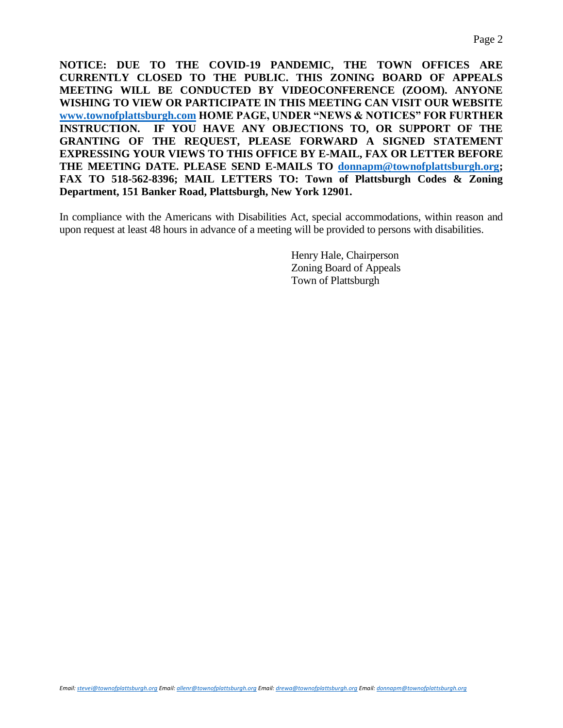**NOTICE: DUE TO THE COVID-19 PANDEMIC, THE TOWN OFFICES ARE CURRENTLY CLOSED TO THE PUBLIC. THIS ZONING BOARD OF APPEALS MEETING WILL BE CONDUCTED BY VIDEOCONFERENCE (ZOOM). ANYONE WISHING TO VIEW OR PARTICIPATE IN THIS MEETING CAN VISIT OUR WEBSITE [www.townofplattsburgh.com](http://www.townofplattsburgh.com) HOME PAGE, UNDER "NEWS & NOTICES" FOR FURTHER INSTRUCTION. IF YOU HAVE ANY OBJECTIONS TO, OR SUPPORT OF THE GRANTING OF THE REQUEST, PLEASE FORWARD A SIGNED STATEMENT EXPRESSING YOUR VIEWS TO THIS OFFICE BY E-MAIL, FAX OR LETTER BEFORE THE MEETING DATE. PLEASE SEND E-MAILS TO [donnapm@townofplattsburgh.org](mailto:donnapm@townofplattsburgh.org); FAX TO 518-562-8396; MAIL LETTERS TO: Town of Plattsburgh Codes & Zoning Department, 151 Banker Road, Plattsburgh, New York 12901.**

In compliance with the Americans with Disabilities Act, special accommodations, within reason and upon request at least 48 hours in advance of a meeting will be provided to persons with disabilities.

Henry Hale, Chairperson
Zoning Board of Appeals
Town of Plattsburgh

*Email: stevei@townofplattsburgh.org Email: allenr@townofplattsburgh.org Email: drewa@townofplattsburgh.org Email: donnapm@townofplattsburgh.org*